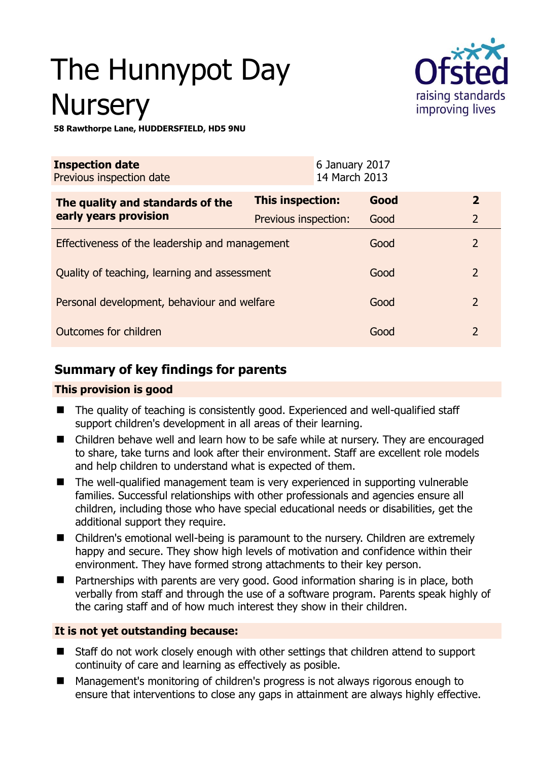# The Hunnypot Day Nursery

**58 Rawthorpe Lane, HUDDERSFIELD, HD5 9NU**

| **Inspection date** | 6 January 2017 |
|---|---|
| Previous inspection date | 14 March 2013 |

| **The quality and standards of the early years provision** | **This inspection:** | **Good** | **2** |
|---|---|---|---|
| | Previous inspection: | Good | 2 |
| Effectiveness of the leadership and management | | Good | 2 |
| Quality of teaching, learning and assessment | | Good | 2 |
| Personal development, behaviour and welfare | | Good | 2 |
| Outcomes for children | | Good | 2 |

## Summary of key findings for parents

**This provision is good**

- The quality of teaching is consistently good. Experienced and well-qualified staff support children's development in all areas of their learning.
- Children behave well and learn how to be safe while at nursery. They are encouraged to share, take turns and look after their environment. Staff are excellent role models and help children to understand what is expected of them.
- The well-qualified management team is very experienced in supporting vulnerable families. Successful relationships with other professionals and agencies ensure all children, including those who have special educational needs or disabilities, get the additional support they require.
- Children's emotional well-being is paramount to the nursery. Children are extremely happy and secure. They show high levels of motivation and confidence within their environment. They have formed strong attachments to their key person.
- Partnerships with parents are very good. Good information sharing is in place, both verbally from staff and through the use of a software program. Parents speak highly of the caring staff and of how much interest they show in their children.

**It is not yet outstanding because:**

- Staff do not work closely enough with other settings that children attend to support continuity of care and learning as effectively as posible.
- Management's monitoring of children's progress is not always rigorous enough to ensure that interventions to close any gaps in attainment are always highly effective.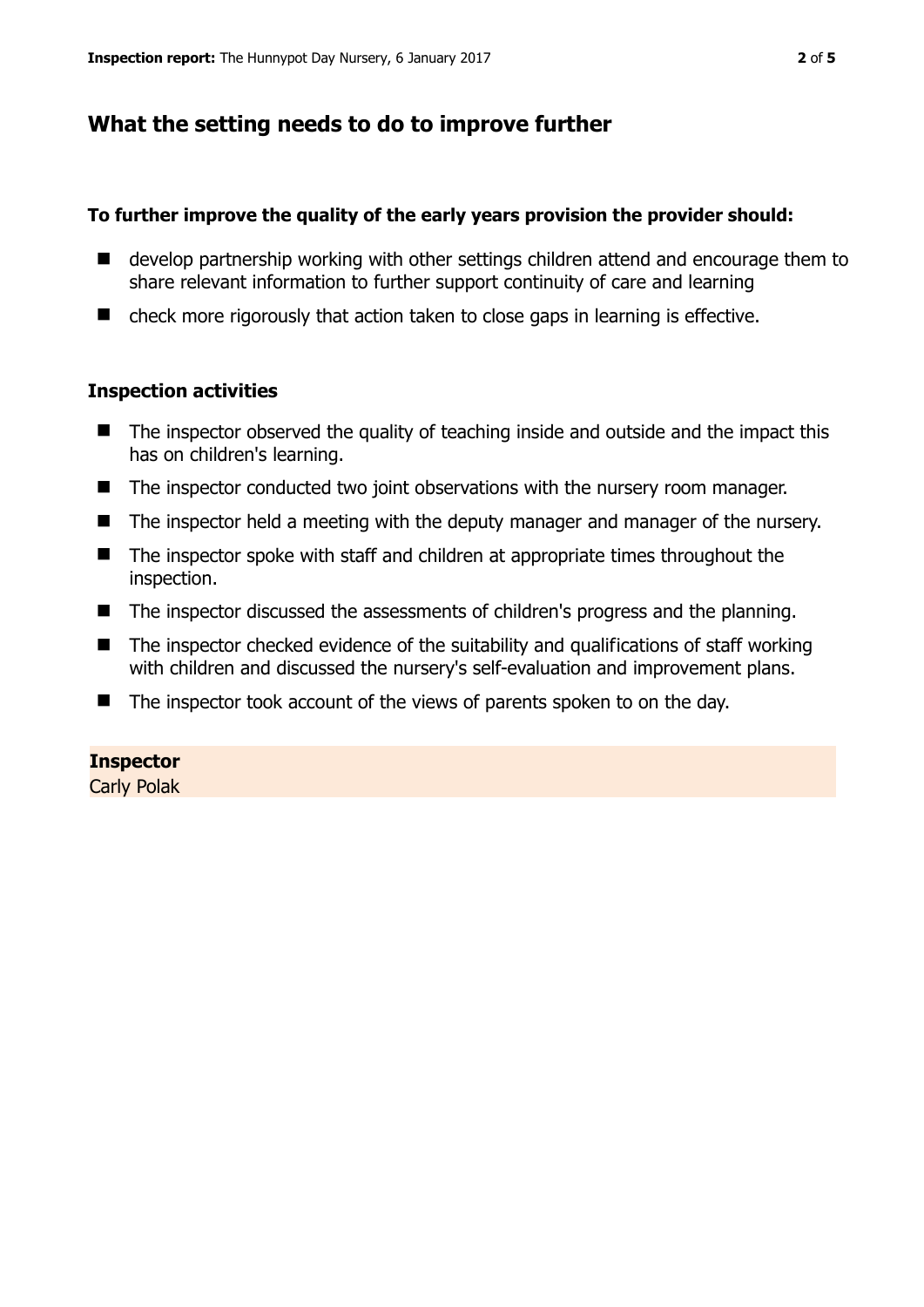## What the setting needs to do to improve further

**To further improve the quality of the early years provision the provider should:**

- develop partnership working with other settings children attend and encourage them to share relevant information to further support continuity of care and learning
- check more rigorously that action taken to close gaps in learning is effective.

### Inspection activities

- The inspector observed the quality of teaching inside and outside and the impact this has on children's learning.
- The inspector conducted two joint observations with the nursery room manager.
- The inspector held a meeting with the deputy manager and manager of the nursery.
- The inspector spoke with staff and children at appropriate times throughout the inspection.
- The inspector discussed the assessments of children's progress and the planning.
- The inspector checked evidence of the suitability and qualifications of staff working with children and discussed the nursery's self-evaluation and improvement plans.
- The inspector took account of the views of parents spoken to on the day.

**Inspector**
Carly Polak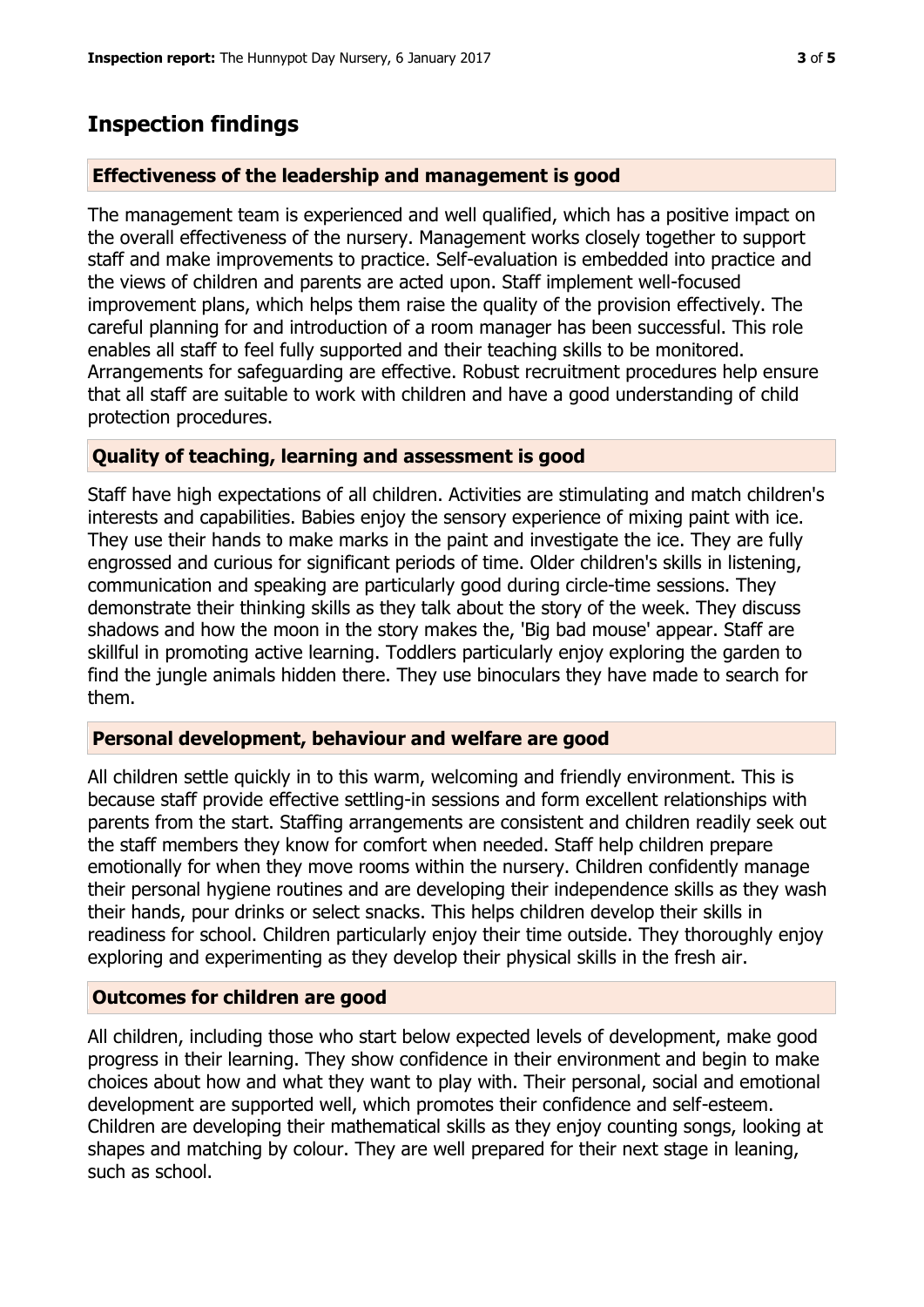## Inspection findings

### Effectiveness of the leadership and management is good

The management team is experienced and well qualified, which has a positive impact on the overall effectiveness of the nursery. Management works closely together to support staff and make improvements to practice. Self-evaluation is embedded into practice and the views of children and parents are acted upon. Staff implement well-focused improvement plans, which helps them raise the quality of the provision effectively. The careful planning for and introduction of a room manager has been successful. This role enables all staff to feel fully supported and their teaching skills to be monitored. Arrangements for safeguarding are effective. Robust recruitment procedures help ensure that all staff are suitable to work with children and have a good understanding of child protection procedures.

### Quality of teaching, learning and assessment is good

Staff have high expectations of all children. Activities are stimulating and match children's interests and capabilities. Babies enjoy the sensory experience of mixing paint with ice. They use their hands to make marks in the paint and investigate the ice. They are fully engrossed and curious for significant periods of time. Older children's skills in listening, communication and speaking are particularly good during circle-time sessions. They demonstrate their thinking skills as they talk about the story of the week. They discuss shadows and how the moon in the story makes the, 'Big bad mouse' appear. Staff are skillful in promoting active learning. Toddlers particularly enjoy exploring the garden to find the jungle animals hidden there. They use binoculars they have made to search for them.

### Personal development, behaviour and welfare are good

All children settle quickly in to this warm, welcoming and friendly environment. This is because staff provide effective settling-in sessions and form excellent relationships with parents from the start. Staffing arrangements are consistent and children readily seek out the staff members they know for comfort when needed. Staff help children prepare emotionally for when they move rooms within the nursery. Children confidently manage their personal hygiene routines and are developing their independence skills as they wash their hands, pour drinks or select snacks. This helps children develop their skills in readiness for school. Children particularly enjoy their time outside. They thoroughly enjoy exploring and experimenting as they develop their physical skills in the fresh air.

### Outcomes for children are good

All children, including those who start below expected levels of development, make good progress in their learning. They show confidence in their environment and begin to make choices about how and what they want to play with. Their personal, social and emotional development are supported well, which promotes their confidence and self-esteem. Children are developing their mathematical skills as they enjoy counting songs, looking at shapes and matching by colour. They are well prepared for their next stage in leaning, such as school.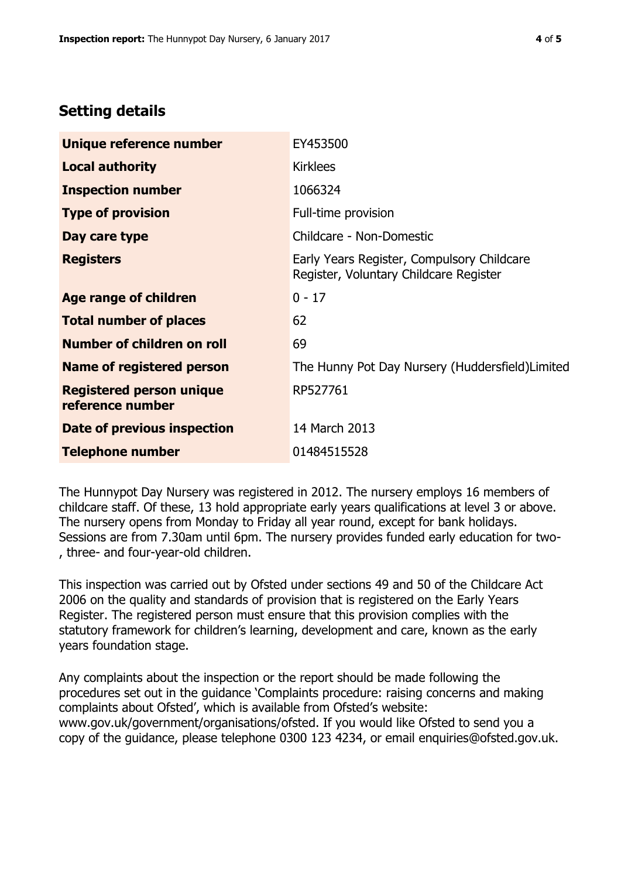## Setting details

| | |
|---|---|
| **Unique reference number** | EY453500 |
| **Local authority** | Kirklees |
| **Inspection number** | 1066324 |
| **Type of provision** | Full-time provision |
| **Day care type** | Childcare - Non-Domestic |
| **Registers** | Early Years Register, Compulsory Childcare Register, Voluntary Childcare Register |
| **Age range of children** | 0 - 17 |
| **Total number of places** | 62 |
| **Number of children on roll** | 69 |
| **Name of registered person** | The Hunny Pot Day Nursery (Huddersfield)Limited |
| **Registered person unique reference number** | RP527761 |
| **Date of previous inspection** | 14 March 2013 |
| **Telephone number** | 01484515528 |

The Hunnypot Day Nursery was registered in 2012. The nursery employs 16 members of childcare staff. Of these, 13 hold appropriate early years qualifications at level 3 or above. The nursery opens from Monday to Friday all year round, except for bank holidays. Sessions are from 7.30am until 6pm. The nursery provides funded early education for two-, three- and four-year-old children.

This inspection was carried out by Ofsted under sections 49 and 50 of the Childcare Act 2006 on the quality and standards of provision that is registered on the Early Years Register. The registered person must ensure that this provision complies with the statutory framework for children's learning, development and care, known as the early years foundation stage.

Any complaints about the inspection or the report should be made following the procedures set out in the guidance 'Complaints procedure: raising concerns and making complaints about Ofsted', which is available from Ofsted's website: www.gov.uk/government/organisations/ofsted. If you would like Ofsted to send you a copy of the guidance, please telephone 0300 123 4234, or email enquiries@ofsted.gov.uk.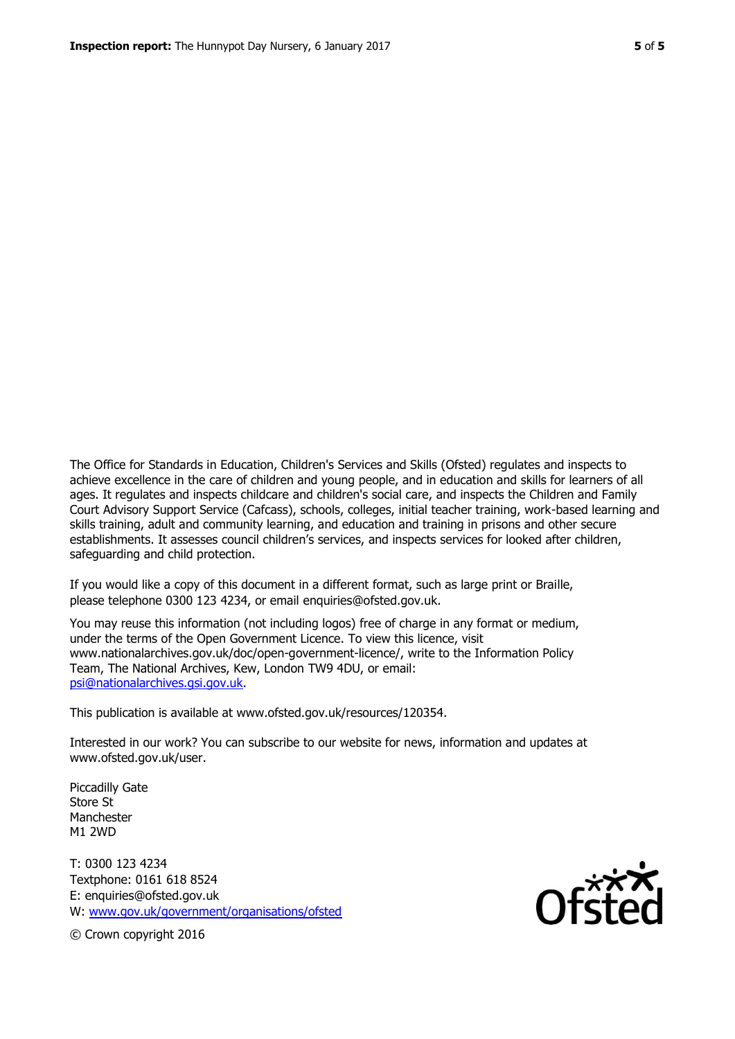The Office for Standards in Education, Children's Services and Skills (Ofsted) regulates and inspects to achieve excellence in the care of children and young people, and in education and skills for learners of all ages. It regulates and inspects childcare and children's social care, and inspects the Children and Family Court Advisory Support Service (Cafcass), schools, colleges, initial teacher training, work-based learning and skills training, adult and community learning, and education and training in prisons and other secure establishments. It assesses council children's services, and inspects services for looked after children, safeguarding and child protection.

If you would like a copy of this document in a different format, such as large print or Braille, please telephone 0300 123 4234, or email enquiries@ofsted.gov.uk.

You may reuse this information (not including logos) free of charge in any format or medium, under the terms of the Open Government Licence. To view this licence, visit www.nationalarchives.gov.uk/doc/open-government-licence/, write to the Information Policy Team, The National Archives, Kew, London TW9 4DU, or email: psi@nationalarchives.gsi.gov.uk.

This publication is available at www.ofsted.gov.uk/resources/120354.

Interested in our work? You can subscribe to our website for news, information and updates at www.ofsted.gov.uk/user.

Piccadilly Gate
Store St
Manchester
M1 2WD

T: 0300 123 4234
Textphone: 0161 618 8524
E: enquiries@ofsted.gov.uk
W: www.gov.uk/government/organisations/ofsted

© Crown copyright 2016